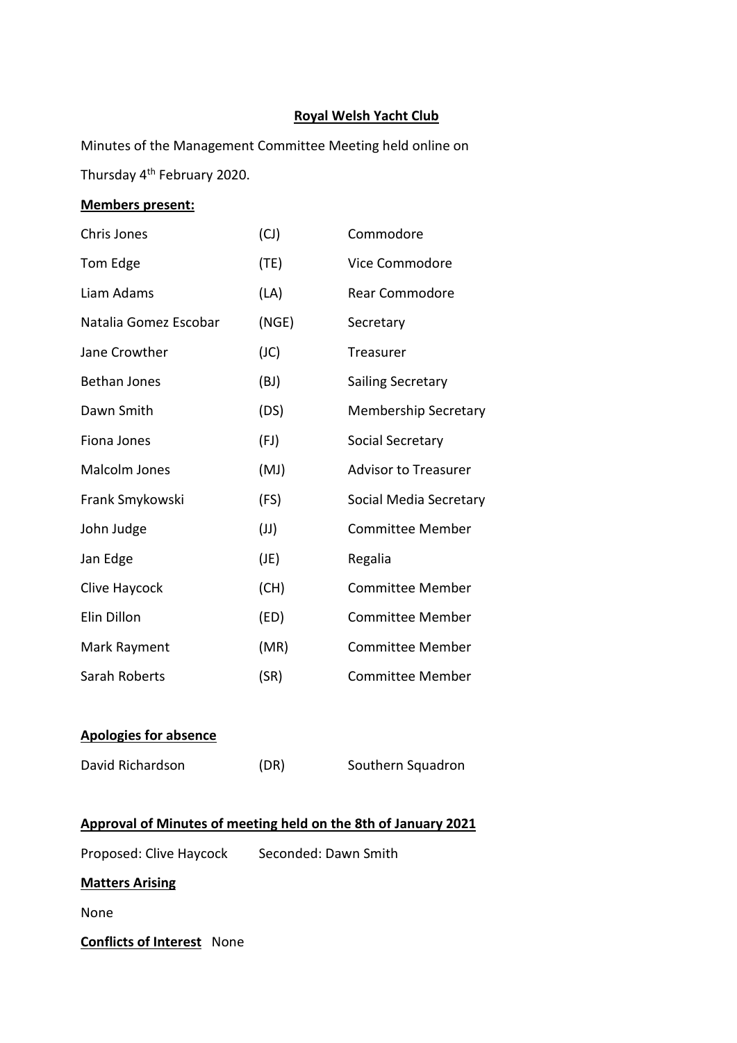**Royal Welsh Yacht Club**

Minutes of the Management Committee Meeting held online on

Thursday 4th February 2020.

**Members present:**

| | | |
|---|---|---|
| Chris Jones | (CJ) | Commodore |
| Tom Edge | (TE) | Vice Commodore |
| Liam Adams | (LA) | Rear Commodore |
| Natalia Gomez Escobar | (NGE) | Secretary |
| Jane Crowther | (JC) | Treasurer |
| Bethan Jones | (BJ) | Sailing Secretary |
| Dawn Smith | (DS) | Membership Secretary |
| Fiona Jones | (FJ) | Social Secretary |
| Malcolm Jones | (MJ) | Advisor to Treasurer |
| Frank Smykowski | (FS) | Social Media Secretary |
| John Judge | (JJ) | Committee Member |
| Jan Edge | (JE) | Regalia |
| Clive Haycock | (CH) | Committee Member |
| Elin Dillon | (ED) | Committee Member |
| Mark Rayment | (MR) | Committee Member |
| Sarah Roberts | (SR) | Committee Member |

**Apologies for absence**

| | | |
|---|---|---|
| David Richardson | (DR) | Southern Squadron |

**Approval of Minutes of meeting held on the 8th of January 2021**

Proposed: Clive Haycock Seconded: Dawn Smith

**Matters Arising**

None

**Conflicts of Interest** None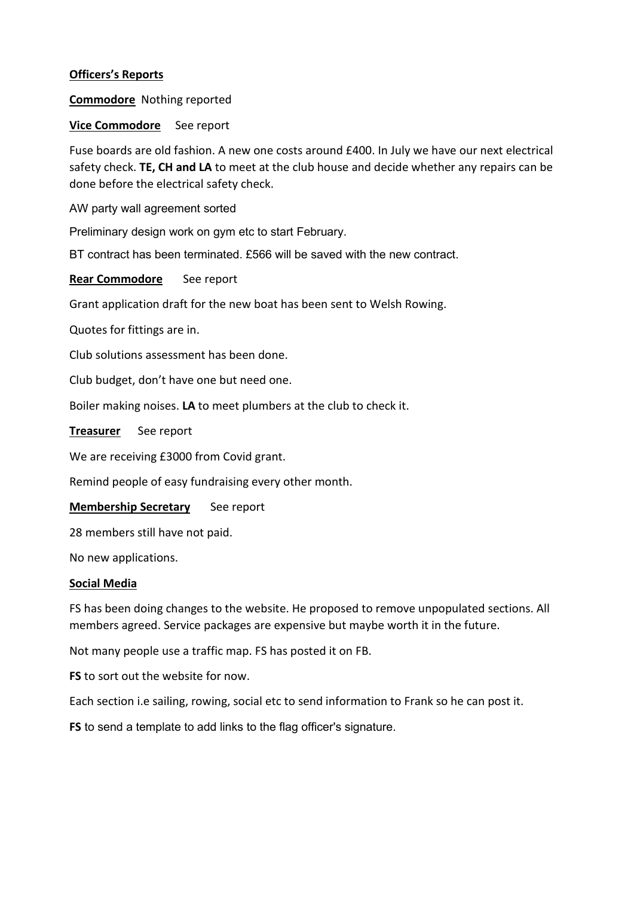**Officers's Reports**

**Commodore** Nothing reported

**Vice Commodore** See report

Fuse boards are old fashion. A new one costs around £400. In July we have our next electrical safety check. **TE, CH and LA** to meet at the club house and decide whether any repairs can be done before the electrical safety check.

AW party wall agreement sorted

Preliminary design work on gym etc to start February.

BT contract has been terminated. £566 will be saved with the new contract.

**Rear Commodore** See report

Grant application draft for the new boat has been sent to Welsh Rowing.

Quotes for fittings are in.

Club solutions assessment has been done.

Club budget, don't have one but need one.

Boiler making noises. **LA** to meet plumbers at the club to check it.

**Treasurer** See report

We are receiving £3000 from Covid grant.

Remind people of easy fundraising every other month.

**Membership Secretary** See report

28 members still have not paid.

No new applications.

**Social Media**

FS has been doing changes to the website. He proposed to remove unpopulated sections. All members agreed. Service packages are expensive but maybe worth it in the future.

Not many people use a traffic map. FS has posted it on FB.

**FS** to sort out the website for now.

Each section i.e sailing, rowing, social etc to send information to Frank so he can post it.

**FS** to send a template to add links to the flag officer's signature.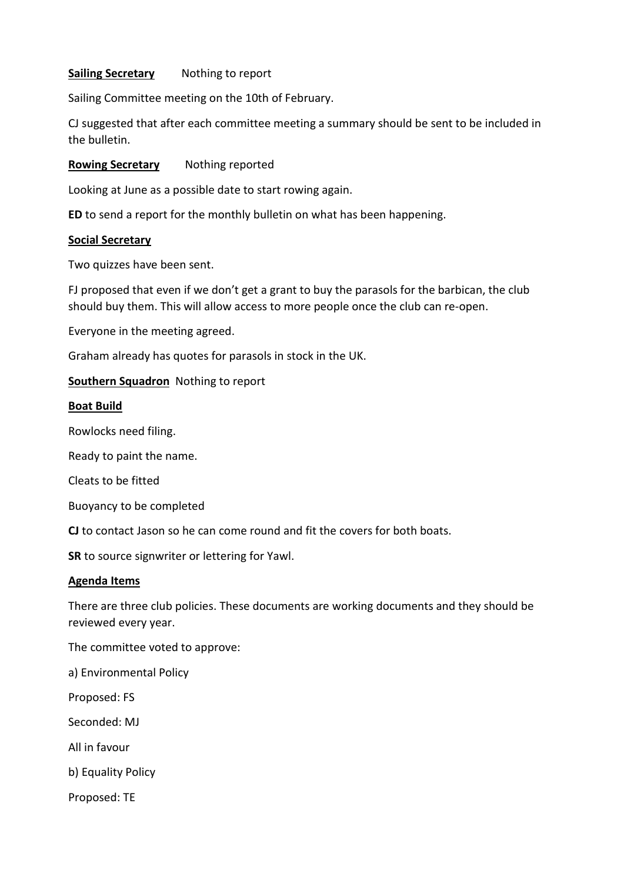**Sailing Secretary** Nothing to report

Sailing Committee meeting on the 10th of February.

CJ suggested that after each committee meeting a summary should be sent to be included in the bulletin.

**Rowing Secretary** Nothing reported

Looking at June as a possible date to start rowing again.

**ED** to send a report for the monthly bulletin on what has been happening.

**Social Secretary**

Two quizzes have been sent.

FJ proposed that even if we don't get a grant to buy the parasols for the barbican, the club should buy them. This will allow access to more people once the club can re-open.

Everyone in the meeting agreed.

Graham already has quotes for parasols in stock in the UK.

**Southern Squadron** Nothing to report

**Boat Build**

Rowlocks need filing.

Ready to paint the name.

Cleats to be fitted

Buoyancy to be completed

**CJ** to contact Jason so he can come round and fit the covers for both boats.

**SR** to source signwriter or lettering for Yawl.

**Agenda Items**

There are three club policies. These documents are working documents and they should be reviewed every year.

The committee voted to approve:

a) Environmental Policy

Proposed: FS

Seconded: MJ

All in favour

b) Equality Policy

Proposed: TE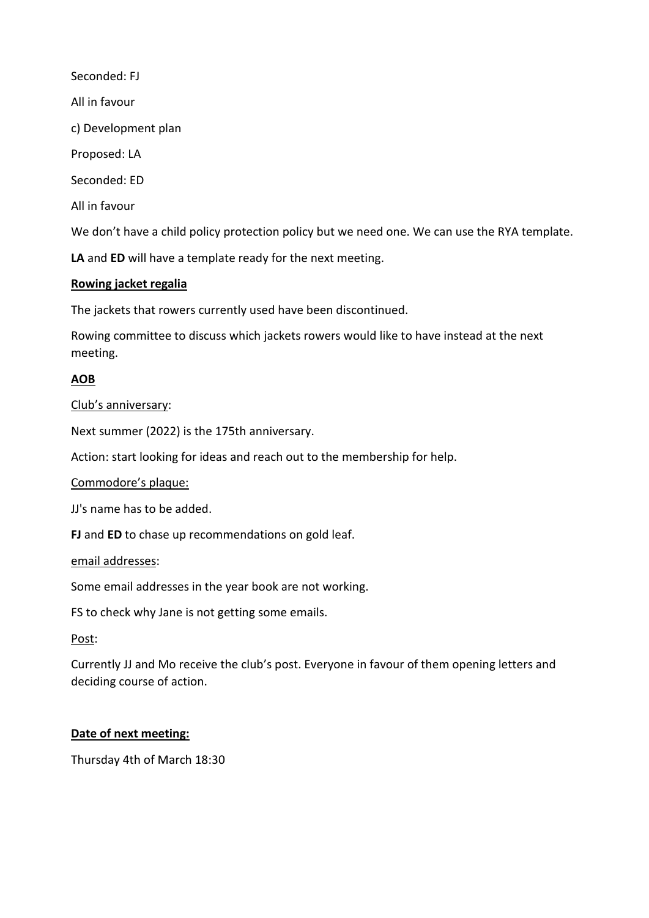Seconded: FJ

All in favour

c) Development plan

Proposed: LA

Seconded: ED

All in favour

We don't have a child policy protection policy but we need one. We can use the RYA template.

**LA** and **ED** will have a template ready for the next meeting.

**Rowing jacket regalia**

The jackets that rowers currently used have been discontinued.

Rowing committee to discuss which jackets rowers would like to have instead at the next meeting.

**AOB**

Club's anniversary:

Next summer (2022) is the 175th anniversary.

Action: start looking for ideas and reach out to the membership for help.

Commodore's plaque:

JJ's name has to be added.

**FJ** and **ED** to chase up recommendations on gold leaf.

email addresses:

Some email addresses in the year book are not working.

FS to check why Jane is not getting some emails.

Post:

Currently JJ and Mo receive the club's post. Everyone in favour of them opening letters and deciding course of action.

**Date of next meeting:**

Thursday 4th of March 18:30